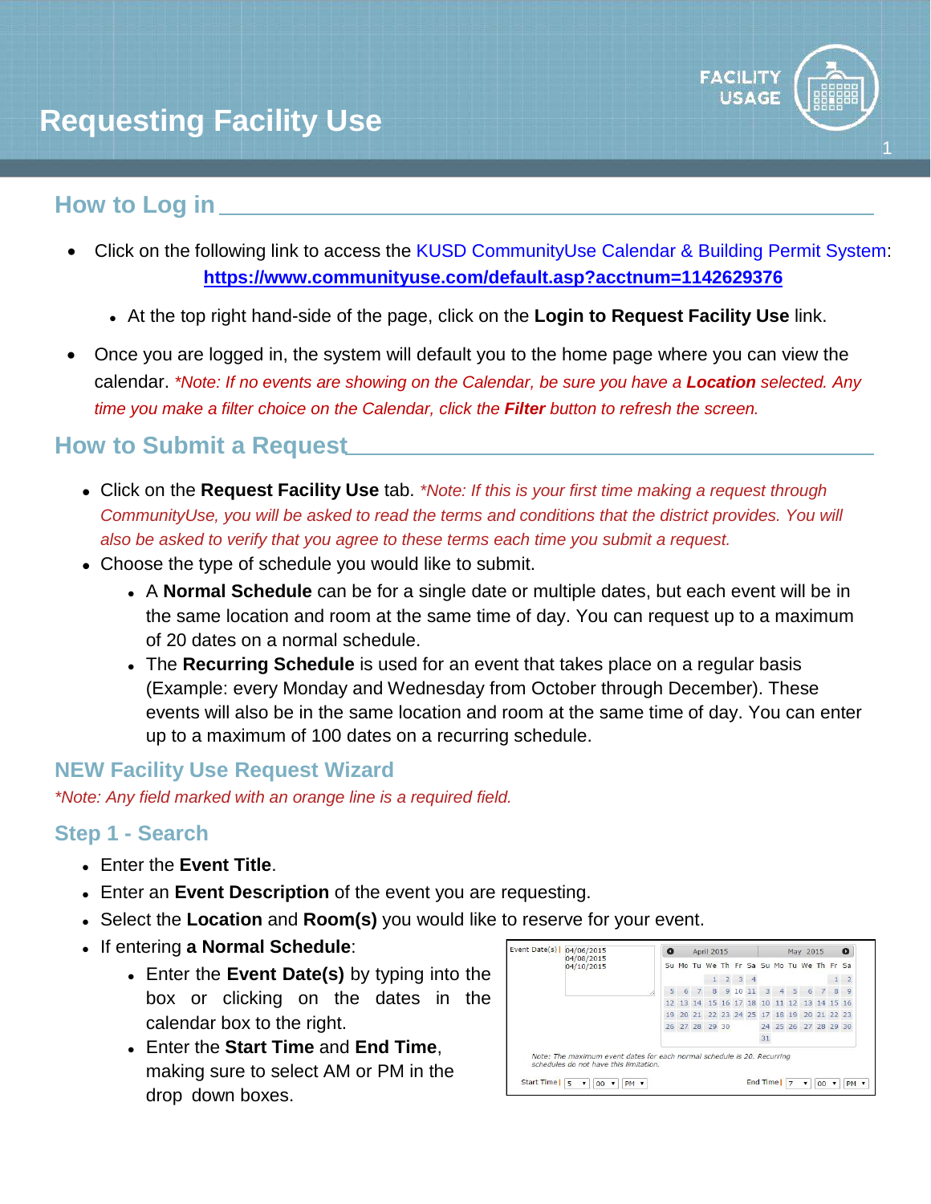# Requesting Facility Use

## How to Log in

- Click on the following link to access the KUSD CommunityUse Calendar & Building Permit System: **https://www.communityuse.com/default.asp?acctnum=1142629376**
  - At the top right hand-side of the page, click on the **Login to Request Facility Use** link.
- Once you are logged in, the system will default you to the home page where you can view the calendar. *\*Note: If no events are showing on the Calendar, be sure you have a **Location** selected. Any time you make a filter choice on the Calendar, click the **Filter** button to refresh the screen.*

## How to Submit a Request

- Click on the **Request Facility Use** tab. *\*Note: If this is your first time making a request through CommunityUse, you will be asked to read the terms and conditions that the district provides. You will also be asked to verify that you agree to these terms each time you submit a request.*
- Choose the type of schedule you would like to submit.
  - A **Normal Schedule** can be for a single date or multiple dates, but each event will be in the same location and room at the same time of day. You can request up to a maximum of 20 dates on a normal schedule.
  - The **Recurring Schedule** is used for an event that takes place on a regular basis (Example: every Monday and Wednesday from October through December). These events will also be in the same location and room at the same time of day. You can enter up to a maximum of 100 dates on a recurring schedule.

## NEW Facility Use Request Wizard

*\*Note: Any field marked with an orange line is a required field.*

### Step 1 - Search

- Enter the **Event Title**.
- Enter an **Event Description** of the event you are requesting.
- Select the **Location** and **Room(s)** you would like to reserve for your event.
- If entering **a Normal Schedule**:
  - Enter the **Event Date(s)** by typing into the box or clicking on the dates in the calendar box to the right.
  - Enter the **Start Time** and **End Time**, making sure to select AM or PM in the drop down boxes.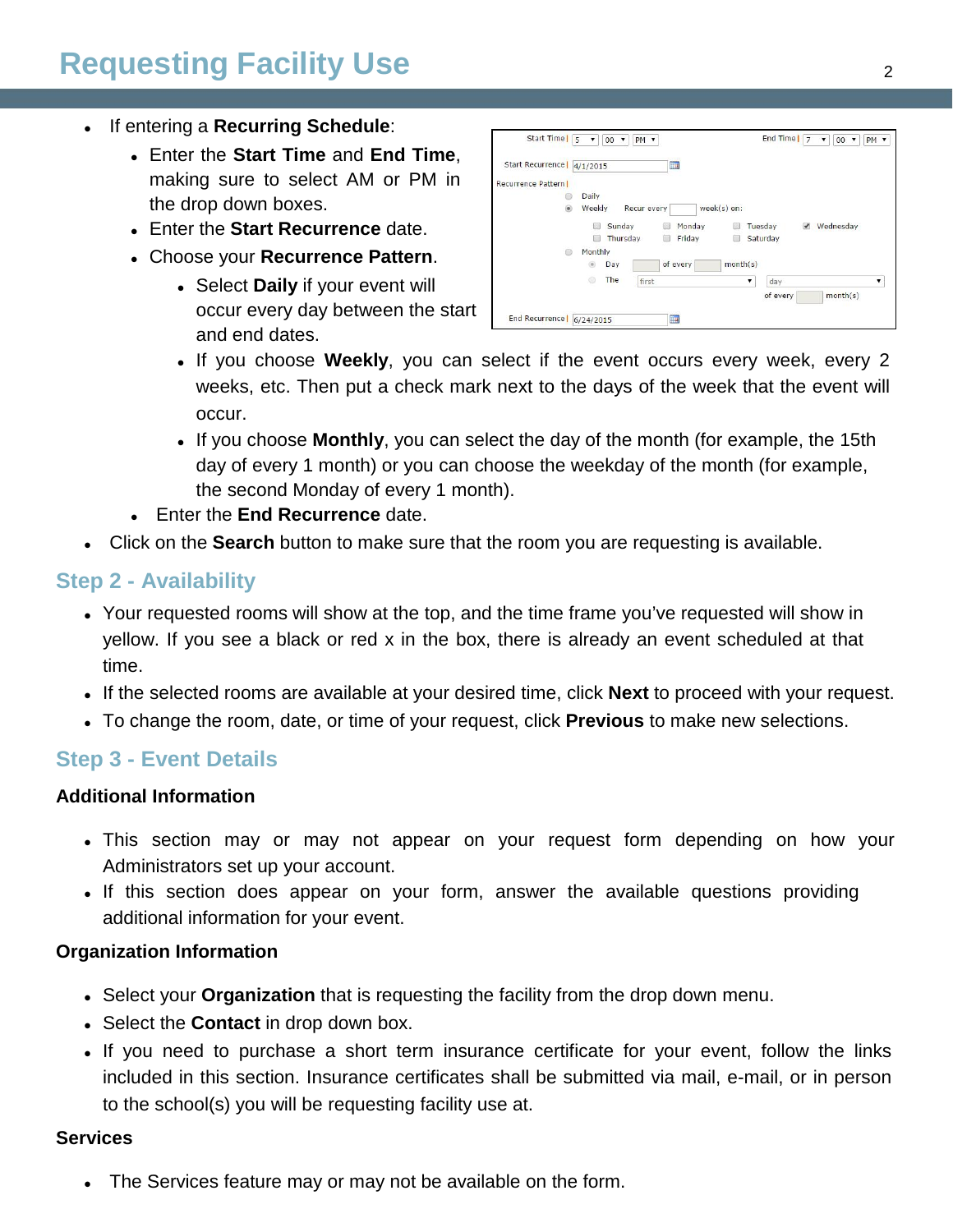- If entering a **Recurring Schedule**:
  - Enter the **Start Time** and **End Time**, making sure to select AM or PM in the drop down boxes.
  - Enter the **Start Recurrence** date.
  - Choose your **Recurrence Pattern**.
    - Select **Daily** if your event will occur every day between the start and end dates.
    - If you choose **Weekly**, you can select if the event occurs every week, every 2 weeks, etc. Then put a check mark next to the days of the week that the event will occur.
    - If you choose **Monthly**, you can select the day of the month (for example, the 15th day of every 1 month) or you can choose the weekday of the month (for example, the second Monday of every 1 month).
  - Enter the **End Recurrence** date.
- Click on the **Search** button to make sure that the room you are requesting is available.

## Step 2 - Availability

- Your requested rooms will show at the top, and the time frame you've requested will show in yellow. If you see a black or red x in the box, there is already an event scheduled at that time.
- If the selected rooms are available at your desired time, click **Next** to proceed with your request.
- To change the room, date, or time of your request, click **Previous** to make new selections.

## Step 3 - Event Details

### Additional Information

- This section may or may not appear on your request form depending on how your Administrators set up your account.
- If this section does appear on your form, answer the available questions providing additional information for your event.

### Organization Information

- Select your **Organization** that is requesting the facility from the drop down menu.
- Select the **Contact** in drop down box.
- If you need to purchase a short term insurance certificate for your event, follow the links included in this section. Insurance certificates shall be submitted via mail, e-mail, or in person to the school(s) you will be requesting facility use at.

### Services

- The Services feature may or may not be available on the form.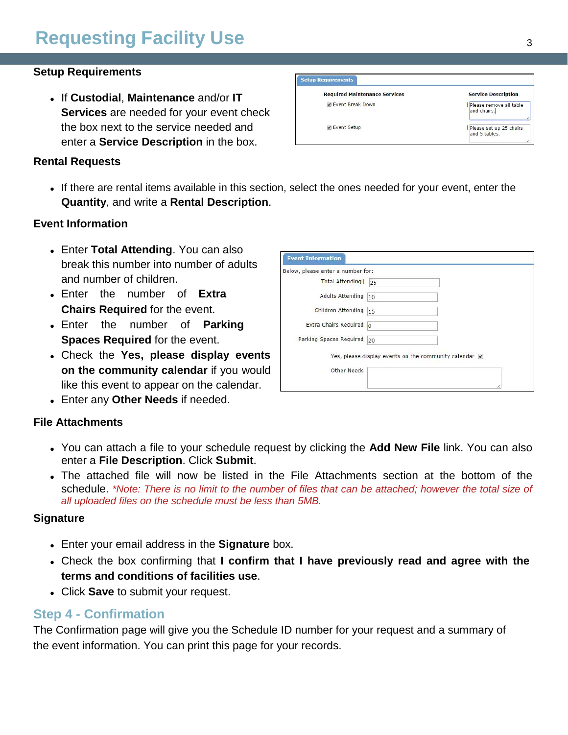# Requesting Facility Use

### Setup Requirements

- If **Custodial**, **Maintenance** and/or **IT Services** are needed for your event check the box next to the service needed and enter a **Service Description** in the box.

### Rental Requests

- If there are rental items available in this section, select the ones needed for your event, enter the **Quantity**, and write a **Rental Description**.

### Event Information

- Enter **Total Attending**. You can also break this number into number of adults and number of children.
- Enter the number of **Extra Chairs Required** for the event.
- Enter the number of **Parking Spaces Required** for the event.
- Check the **Yes, please display events on the community calendar** if you would like this event to appear on the calendar.
- Enter any **Other Needs** if needed.

### File Attachments

- You can attach a file to your schedule request by clicking the **Add New File** link. You can also enter a **File Description**. Click **Submit**.
- The attached file will now be listed in the File Attachments section at the bottom of the schedule. *\*Note: There is no limit to the number of files that can be attached; however the total size of all uploaded files on the schedule must be less than 5MB.*

### Signature

- Enter your email address in the **Signature** box.
- Check the box confirming that **I confirm that I have previously read and agree with the terms and conditions of facilities use**.
- Click **Save** to submit your request.

## Step 4 - Confirmation

The Confirmation page will give you the Schedule ID number for your request and a summary of the event information. You can print this page for your records.